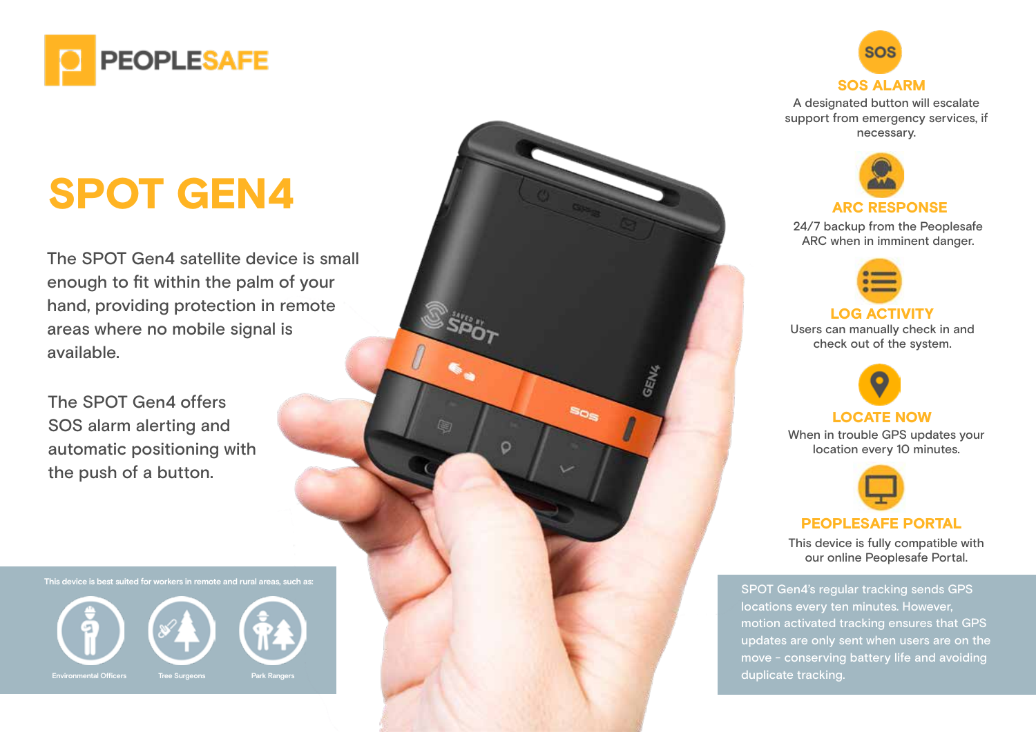PEOPLESAFE

# SPOT GEN4

The SPOT Gen4 satellite device is small enough to fit within the palm of your hand, providing protection in remote areas where no mobile signal is available.

The SPOT Gen4 offers SOS alarm alerting and automatic positioning with the push of a button.

This device is best suited for workers in remote and rural areas, such as:

- Environmental Officers
- Tree Surgeons
- Park Rangers

## SOS ALARM

A designated button will escalate support from emergency services, if necessary.

## ARC RESPONSE

24/7 backup from the Peoplesafe ARC when in imminent danger.

## LOG ACTIVITY

Users can manually check in and check out of the system.

## LOCATE NOW

When in trouble GPS updates your location every 10 minutes.

## PEOPLESAFE PORTAL

This device is fully compatible with our online Peoplesafe Portal.

SPOT Gen4's regular tracking sends GPS locations every ten minutes. However, motion activated tracking ensures that GPS updates are only sent when users are on the move - conserving battery life and avoiding duplicate tracking.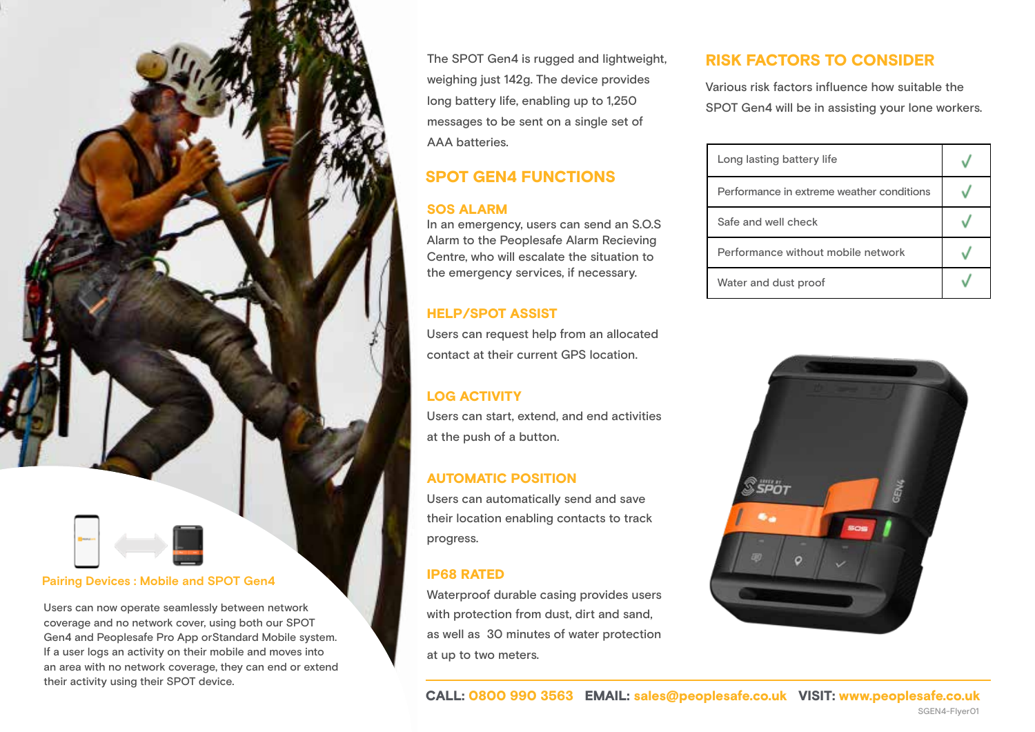The SPOT Gen4 is rugged and lightweight, weighing just 142g. The device provides long battery life, enabling up to 1,250 messages to be sent on a single set of AAA batteries.

## SPOT GEN4 FUNCTIONS

### SOS ALARM

In an emergency, users can send an S.O.S Alarm to the Peoplesafe Alarm Recieving Centre, who will escalate the situation to the emergency services, if necessary.

### HELP/SPOT ASSIST

Users can request help from an allocated contact at their current GPS location.

### LOG ACTIVITY

Users can start, extend, and end activities at the push of a button.

### AUTOMATIC POSITION

Users can automatically send and save their location enabling contacts to track progress.

### IP68 RATED

Waterproof durable casing provides users with protection from dust, dirt and sand, as well as 30 minutes of water protection at up to two meters.

## RISK FACTORS TO CONSIDER

Various risk factors influence how suitable the SPOT Gen4 will be in assisting your lone workers.

| | |
|---|---|
| Long lasting battery life | ✓ |
| Performance in extreme weather conditions | ✓ |
| Safe and well check | ✓ |
| Performance without mobile network | ✓ |
| Water and dust proof | ✓ |

### Pairing Devices : Mobile and SPOT Gen4

Users can now operate seamlessly between network coverage and no network cover, using both our SPOT Gen4 and Peoplesafe Pro App orStandard Mobile system. If a user logs an activity on their mobile and moves into an area with no network coverage, they can end or extend their activity using their SPOT device.

**CALL:** 0800 990 3563 **EMAIL:** sales@peoplesafe.co.uk **VISIT:** www.peoplesafe.co.uk

SGEN4-Flyer01